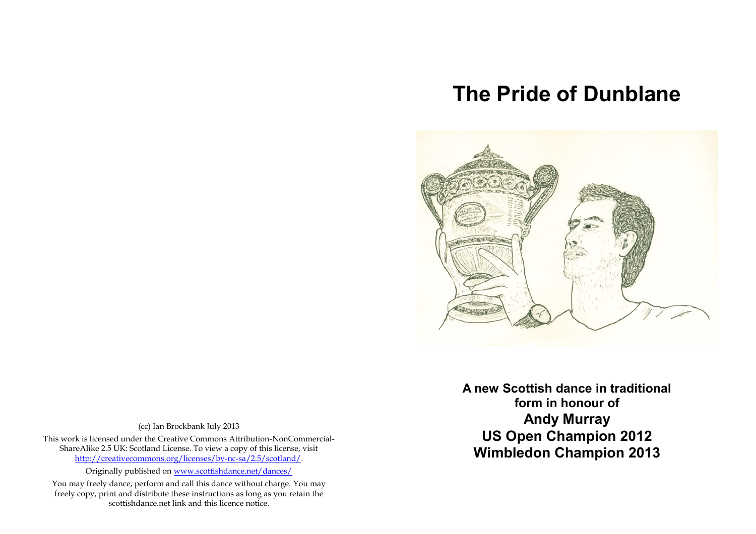# The Pride of Dunblane

**A new Scottish dance in traditional form in honour of**

**Andy Murray**

**US Open Champion 2012**

**Wimbledon Champion 2013**

(cc) Ian Brockbank July 2013

This work is licensed under the Creative Commons Attribution-NonCommercial-ShareAlike 2.5 UK: Scotland License. To view a copy of this license, visit [http://creativecommons.org/licenses/by-nc-sa/2.5/scotland/](http://creativecommons.org/licenses/by-nc-sa/2.5/scotland/).

Originally published on [www.scottishdance.net/dances/](http://www.scottishdance.net/dances/)

You may freely dance, perform and call this dance without charge. You may freely copy, print and distribute these instructions as long as you retain the scottishdance.net link and this licence notice.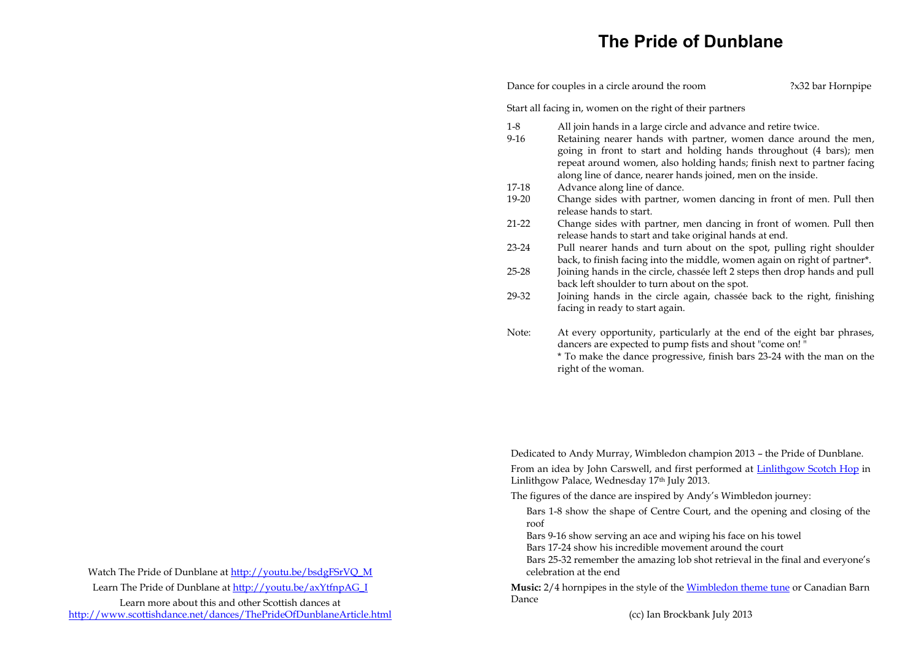# The Pride of Dunblane

Dance for couples in a circle around the room ?x32 bar Hornpipe

Start all facing in, women on the right of their partners

| | |
|---|---|
| 1-8 | All join hands in a large circle and advance and retire twice. |
| 9-16 | Retaining nearer hands with partner, women dance around the men, going in front to start and holding hands throughout (4 bars); men repeat around women, also holding hands; finish next to partner facing along line of dance, nearer hands joined, men on the inside. |
| 17-18 | Advance along line of dance. |
| 19-20 | Change sides with partner, women dancing in front of men. Pull then release hands to start. |
| 21-22 | Change sides with partner, men dancing in front of women. Pull then release hands to start and take original hands at end. |
| 23-24 | Pull nearer hands and turn about on the spot, pulling right shoulder back, to finish facing into the middle, women again on right of partner*. |
| 25-28 | Joining hands in the circle, chassée left 2 steps then drop hands and pull back left shoulder to turn about on the spot. |
| 29-32 | Joining hands in the circle again, chassée back to the right, finishing facing in ready to start again. |

Note: At every opportunity, particularly at the end of the eight bar phrases, dancers are expected to pump fists and shout "come on! "
* To make the dance progressive, finish bars 23-24 with the man on the right of the woman.

Dedicated to Andy Murray, Wimbledon champion 2013 – the Pride of Dunblane.

From an idea by John Carswell, and first performed at Linlithgow Scotch Hop in Linlithgow Palace, Wednesday 17th July 2013.

The figures of the dance are inspired by Andy's Wimbledon journey:

- Bars 1-8 show the shape of Centre Court, and the opening and closing of the roof
- Bars 9-16 show serving an ace and wiping his face on his towel
- Bars 17-24 show his incredible movement around the court
- Bars 25-32 remember the amazing lob shot retrieval in the final and everyone's celebration at the end

**Music:** 2/4 hornpipes in the style of the Wimbledon theme tune or Canadian Barn Dance

(cc) Ian Brockbank July 2013

Watch The Pride of Dunblane at http://youtu.be/bsdgFSrVQ_M

Learn The Pride of Dunblane at http://youtu.be/axYtfnpAG_I

Learn more about this and other Scottish dances at http://www.scottishdance.net/dances/ThePrideOfDunblaneArticle.html